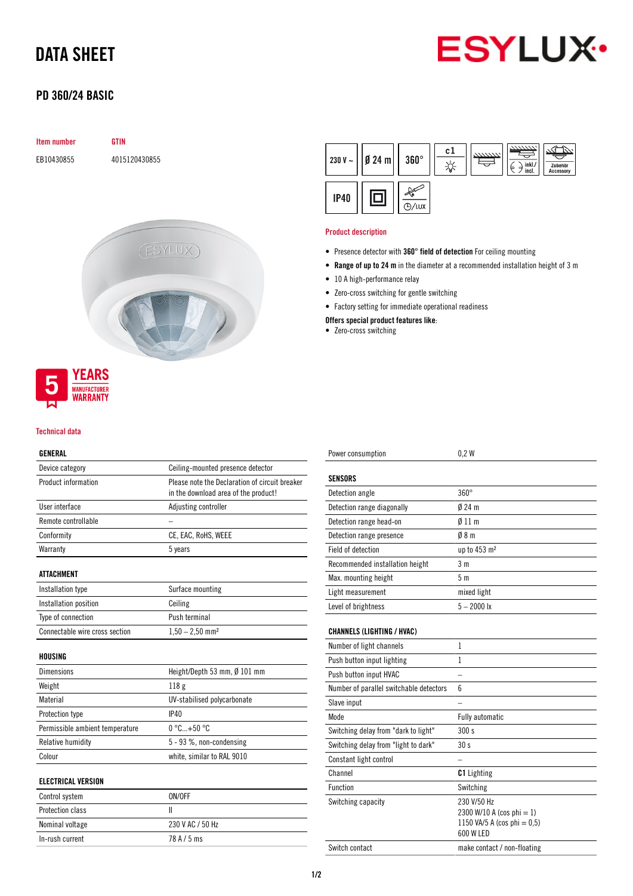# DATA SHEET

## PD 360/24 BASIC

| Item number | GTIN |
| --- | --- |
| EB10430855 | 4015120430855 |

230 V ~ | Ø 24 m | 360° | c1 | IP40 | inkl./incl. | Zubehör Accessory | ◷/LUX

### Product description

- Presence detector with **360° field of detection** For ceiling mounting
- **Range of up to 24 m** in the diameter at a recommended installation height of 3 m
- 10 A high-performance relay
- Zero-cross switching for gentle switching
- Factory setting for immediate operational readiness

**Offers special product features like**:

- Zero-cross switching

5 YEARS MANUFACTURER WARRANTY

### Technical data

| GENERAL | |
| --- | --- |
| Device category | Ceiling-mounted presence detector |
| Product information | Please note the Declaration of circuit breaker in the download area of the product! |
| User interface | Adjusting controller |
| Remote controllable | – |
| Conformity | CE, EAC, RoHS, WEEE |
| Warranty | 5 years |

| ATTACHMENT | |
| --- | --- |
| Installation type | Surface mounting |
| Installation position | Ceiling |
| Type of connection | Push terminal |
| Connectable wire cross section | 1,50 – 2,50 mm² |

| HOUSING | |
| --- | --- |
| Dimensions | Height/Depth 53 mm, Ø 101 mm |
| Weight | 118 g |
| Material | UV-stabilised polycarbonate |
| Protection type | IP40 |
| Permissible ambient temperature | 0 °C...+50 °C |
| Relative humidity | 5 - 93 %, non-condensing |
| Colour | white, similar to RAL 9010 |

| ELECTRICAL VERSION | |
| --- | --- |
| Control system | ON/OFF |
| Protection class | II |
| Nominal voltage | 230 V AC / 50 Hz |
| In-rush current | 78 A / 5 ms |
| Power consumption | 0,2 W |

| SENSORS | |
| --- | --- |
| Detection angle | 360° |
| Detection range diagonally | Ø 24 m |
| Detection range head-on | Ø 11 m |
| Detection range presence | Ø 8 m |
| Field of detection | up to 453 m² |
| Recommended installation height | 3 m |
| Max. mounting height | 5 m |
| Light measurement | mixed light |
| Level of brightness | 5 – 2000 lx |

| CHANNELS (LIGHTING / HVAC) | |
| --- | --- |
| Number of light channels | 1 |
| Push button input lighting | 1 |
| Push button input HVAC | – |
| Number of parallel switchable detectors | 6 |
| Slave input | – |
| Mode | Fully automatic |
| Switching delay from "dark to light" | 300 s |
| Switching delay from "light to dark" | 30 s |
| Constant light control | – |
| Channel | **C1** Lighting |
| Function | Switching |
| Switching capacity | 230 V/50 Hz<br>2300 W/10 A (cos phi = 1)<br>1150 VA/5 A (cos phi = 0,5)<br>600 W LED |
| Switch contact | make contact / non-floating |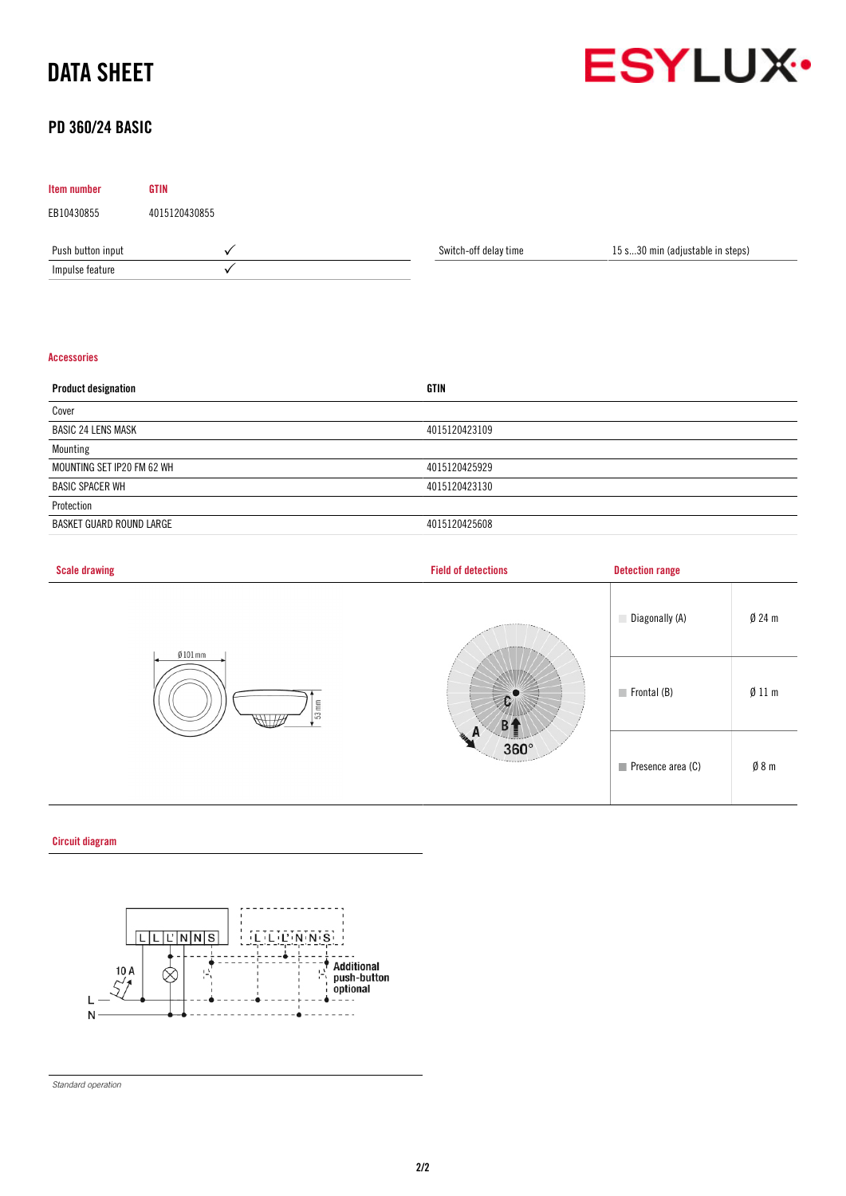# DATA SHEET

## PD 360/24 BASIC

| Item number | GTIN |
| --- | --- |
| EB10430855 | 4015120430855 |

| | | | |
| --- | --- | --- | --- |
| Push button input | ✓ | Switch-off delay time | 15 s...30 min (adjustable in steps) |
| Impulse feature | ✓ | | |

### Accessories

| Product designation | GTIN |
| --- | --- |
| Cover | |
| BASIC 24 LENS MASK | 4015120423109 |
| Mounting | |
| MOUNTING SET IP20 FM 62 WH | 4015120425929 |
| BASIC SPACER WH | 4015120423130 |
| Protection | |
| BASKET GUARD ROUND LARGE | 4015120425608 |

### Scale drawing

Ø 101 mm

53 mm

### Field of detections

A B C 360°

### Detection range

| | |
| --- | --- |
| Diagonally (A) | Ø 24 m |
| Frontal (B) | Ø 11 m |
| Presence area (C) | Ø 8 m |

### Circuit diagram

L L L' N N S

L L L' N N S

10 A

Additional push-button optional

L

N

*Standard operation*